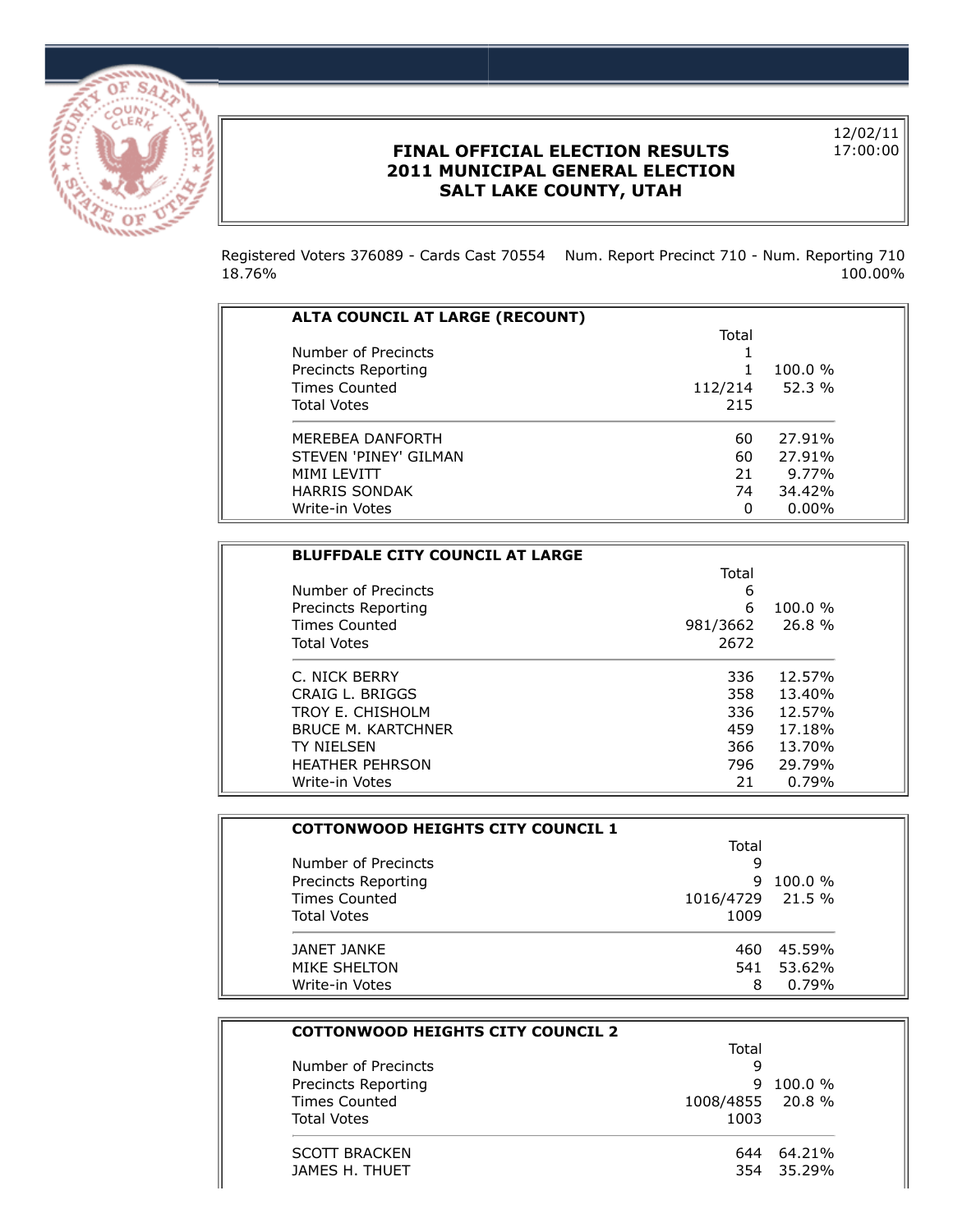# FINAL OFFICIAL ELECTION RESULTS
# 2011 MUNICIPAL GENERAL ELECTION
# SALT LAKE COUNTY, UTAH

12/02/11
17:00:00

Registered Voters 376089 - Cards Cast 70554 18.76%    Num. Report Precinct 710 - Num. Reporting 710 100.00%

## ALTA COUNCIL AT LARGE (RECOUNT)

| | Total | |
|---|---|---|
| Number of Precincts | 1 | |
| Precincts Reporting | 1 | 100.0 % |
| Times Counted | 112/214 | 52.3 % |
| Total Votes | 215 | |
| MEREBEA DANFORTH | 60 | 27.91% |
| STEVEN 'PINEY' GILMAN | 60 | 27.91% |
| MIMI LEVITT | 21 | 9.77% |
| HARRIS SONDAK | 74 | 34.42% |
| Write-in Votes | 0 | 0.00% |

## BLUFFDALE CITY COUNCIL AT LARGE

| | Total | |
|---|---|---|
| Number of Precincts | 6 | |
| Precincts Reporting | 6 | 100.0 % |
| Times Counted | 981/3662 | 26.8 % |
| Total Votes | 2672 | |
| C. NICK BERRY | 336 | 12.57% |
| CRAIG L. BRIGGS | 358 | 13.40% |
| TROY E. CHISHOLM | 336 | 12.57% |
| BRUCE M. KARTCHNER | 459 | 17.18% |
| TY NIELSEN | 366 | 13.70% |
| HEATHER PEHRSON | 796 | 29.79% |
| Write-in Votes | 21 | 0.79% |

## COTTONWOOD HEIGHTS CITY COUNCIL 1

| | Total | |
|---|---|---|
| Number of Precincts | 9 | |
| Precincts Reporting | 9 | 100.0 % |
| Times Counted | 1016/4729 | 21.5 % |
| Total Votes | 1009 | |
| JANET JANKE | 460 | 45.59% |
| MIKE SHELTON | 541 | 53.62% |
| Write-in Votes | 8 | 0.79% |

## COTTONWOOD HEIGHTS CITY COUNCIL 2

| | Total | |
|---|---|---|
| Number of Precincts | 9 | |
| Precincts Reporting | 9 | 100.0 % |
| Times Counted | 1008/4855 | 20.8 % |
| Total Votes | 1003 | |
| SCOTT BRACKEN | 644 | 64.21% |
| JAMES H. THUET | 354 | 35.29% |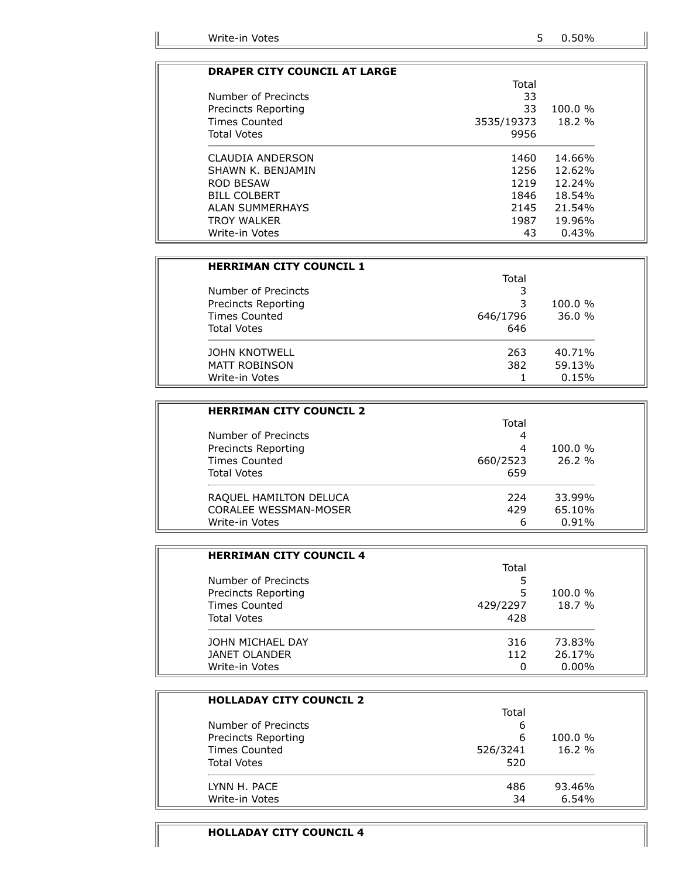| | | |
|---|---|---|
| Write-in Votes | 5 | 0.50% |

| DRAPER CITY COUNCIL AT LARGE | Total | |
|---|---|---|
| Number of Precincts | 33 | |
| Precincts Reporting | 33 | 100.0 % |
| Times Counted | 3535/19373 | 18.2 % |
| Total Votes | 9956 | |
| CLAUDIA ANDERSON | 1460 | 14.66% |
| SHAWN K. BENJAMIN | 1256 | 12.62% |
| ROD BESAW | 1219 | 12.24% |
| BILL COLBERT | 1846 | 18.54% |
| ALAN SUMMERHAYS | 2145 | 21.54% |
| TROY WALKER | 1987 | 19.96% |
| Write-in Votes | 43 | 0.43% |

| HERRIMAN CITY COUNCIL 1 | Total | |
|---|---|---|
| Number of Precincts | 3 | |
| Precincts Reporting | 3 | 100.0 % |
| Times Counted | 646/1796 | 36.0 % |
| Total Votes | 646 | |
| JOHN KNOTWELL | 263 | 40.71% |
| MATT ROBINSON | 382 | 59.13% |
| Write-in Votes | 1 | 0.15% |

| HERRIMAN CITY COUNCIL 2 | Total | |
|---|---|---|
| Number of Precincts | 4 | |
| Precincts Reporting | 4 | 100.0 % |
| Times Counted | 660/2523 | 26.2 % |
| Total Votes | 659 | |
| RAQUEL HAMILTON DELUCA | 224 | 33.99% |
| CORALEE WESSMAN-MOSER | 429 | 65.10% |
| Write-in Votes | 6 | 0.91% |

| HERRIMAN CITY COUNCIL 4 | Total | |
|---|---|---|
| Number of Precincts | 5 | |
| Precincts Reporting | 5 | 100.0 % |
| Times Counted | 429/2297 | 18.7 % |
| Total Votes | 428 | |
| JOHN MICHAEL DAY | 316 | 73.83% |
| JANET OLANDER | 112 | 26.17% |
| Write-in Votes | 0 | 0.00% |

| HOLLADAY CITY COUNCIL 2 | Total | |
|---|---|---|
| Number of Precincts | 6 | |
| Precincts Reporting | 6 | 100.0 % |
| Times Counted | 526/3241 | 16.2 % |
| Total Votes | 520 | |
| LYNN H. PACE | 486 | 93.46% |
| Write-in Votes | 34 | 6.54% |

**HOLLADAY CITY COUNCIL 4**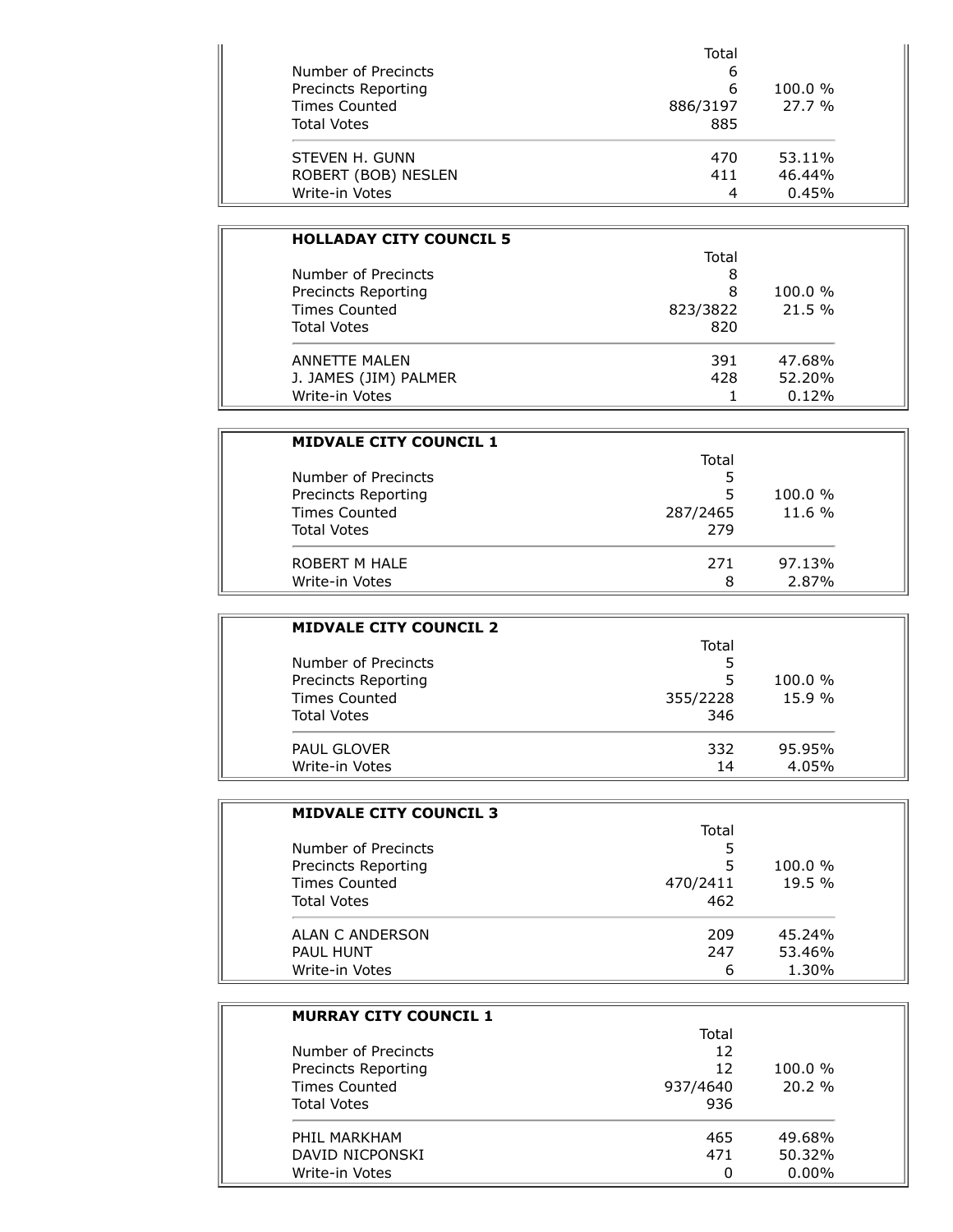| | Total | |
|---|---|---|
| Number of Precincts | 6 | |
| Precincts Reporting | 6 | 100.0 % |
| Times Counted | 886/3197 | 27.7 % |
| Total Votes | 885 | |
| STEVEN H. GUNN | 470 | 53.11% |
| ROBERT (BOB) NESLEN | 411 | 46.44% |
| Write-in Votes | 4 | 0.45% |

### HOLLADAY CITY COUNCIL 5

| | Total | |
|---|---|---|
| Number of Precincts | 8 | |
| Precincts Reporting | 8 | 100.0 % |
| Times Counted | 823/3822 | 21.5 % |
| Total Votes | 820 | |
| ANNETTE MALEN | 391 | 47.68% |
| J. JAMES (JIM) PALMER | 428 | 52.20% |
| Write-in Votes | 1 | 0.12% |

### MIDVALE CITY COUNCIL 1

| | Total | |
|---|---|---|
| Number of Precincts | 5 | |
| Precincts Reporting | 5 | 100.0 % |
| Times Counted | 287/2465 | 11.6 % |
| Total Votes | 279 | |
| ROBERT M HALE | 271 | 97.13% |
| Write-in Votes | 8 | 2.87% |

### MIDVALE CITY COUNCIL 2

| | Total | |
|---|---|---|
| Number of Precincts | 5 | |
| Precincts Reporting | 5 | 100.0 % |
| Times Counted | 355/2228 | 15.9 % |
| Total Votes | 346 | |
| PAUL GLOVER | 332 | 95.95% |
| Write-in Votes | 14 | 4.05% |

### MIDVALE CITY COUNCIL 3

| | Total | |
|---|---|---|
| Number of Precincts | 5 | |
| Precincts Reporting | 5 | 100.0 % |
| Times Counted | 470/2411 | 19.5 % |
| Total Votes | 462 | |
| ALAN C ANDERSON | 209 | 45.24% |
| PAUL HUNT | 247 | 53.46% |
| Write-in Votes | 6 | 1.30% |

### MURRAY CITY COUNCIL 1

| | Total | |
|---|---|---|
| Number of Precincts | 12 | |
| Precincts Reporting | 12 | 100.0 % |
| Times Counted | 937/4640 | 20.2 % |
| Total Votes | 936 | |
| PHIL MARKHAM | 465 | 49.68% |
| DAVID NICPONSKI | 471 | 50.32% |
| Write-in Votes | 0 | 0.00% |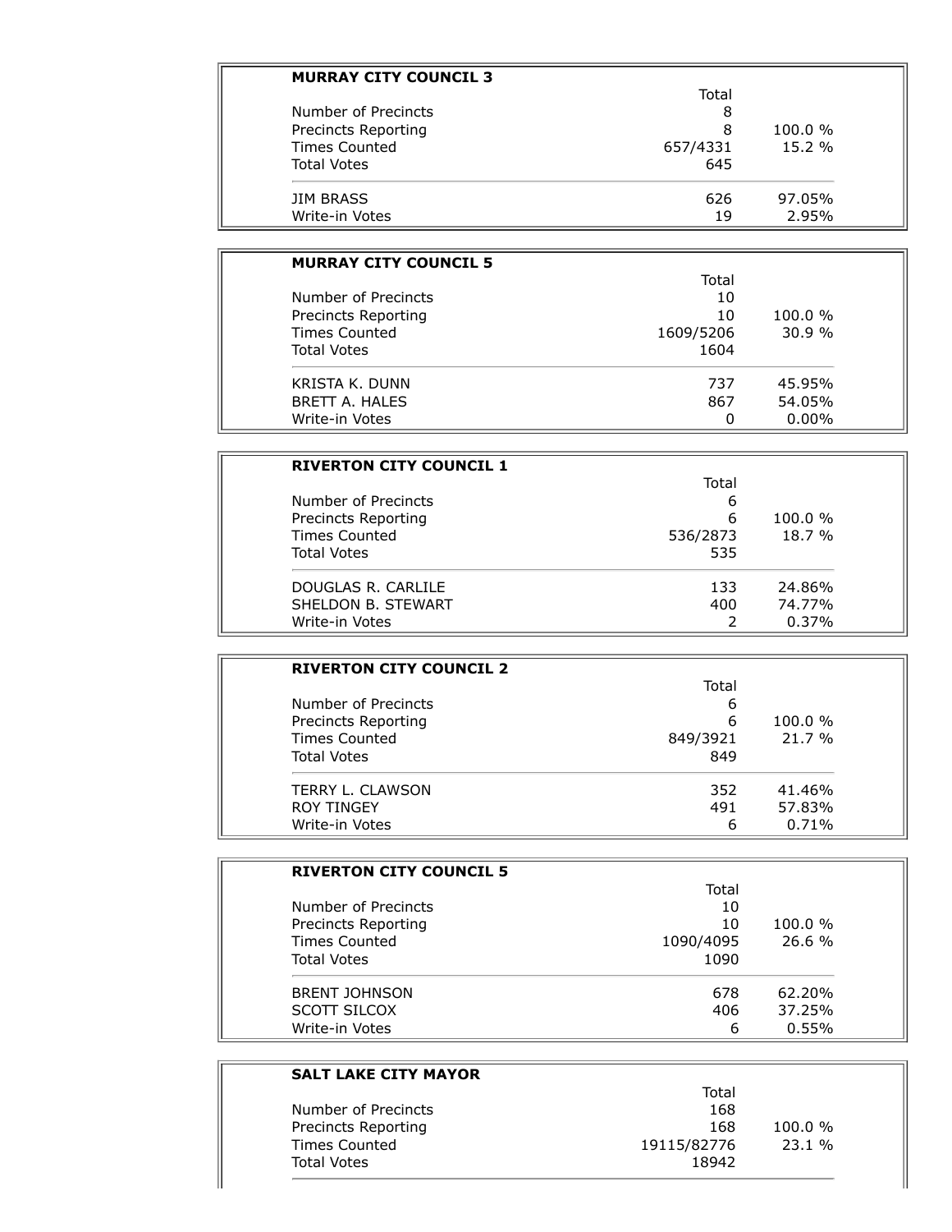### MURRAY CITY COUNCIL 3

| | Total | |
|---|---|---|
| Number of Precincts | 8 | |
| Precincts Reporting | 8 | 100.0 % |
| Times Counted | 657/4331 | 15.2 % |
| Total Votes | 645 | |
| JIM BRASS | 626 | 97.05% |
| Write-in Votes | 19 | 2.95% |

### MURRAY CITY COUNCIL 5

| | Total | |
|---|---|---|
| Number of Precincts | 10 | |
| Precincts Reporting | 10 | 100.0 % |
| Times Counted | 1609/5206 | 30.9 % |
| Total Votes | 1604 | |
| KRISTA K. DUNN | 737 | 45.95% |
| BRETT A. HALES | 867 | 54.05% |
| Write-in Votes | 0 | 0.00% |

### RIVERTON CITY COUNCIL 1

| | Total | |
|---|---|---|
| Number of Precincts | 6 | |
| Precincts Reporting | 6 | 100.0 % |
| Times Counted | 536/2873 | 18.7 % |
| Total Votes | 535 | |
| DOUGLAS R. CARLILE | 133 | 24.86% |
| SHELDON B. STEWART | 400 | 74.77% |
| Write-in Votes | 2 | 0.37% |

### RIVERTON CITY COUNCIL 2

| | Total | |
|---|---|---|
| Number of Precincts | 6 | |
| Precincts Reporting | 6 | 100.0 % |
| Times Counted | 849/3921 | 21.7 % |
| Total Votes | 849 | |
| TERRY L. CLAWSON | 352 | 41.46% |
| ROY TINGEY | 491 | 57.83% |
| Write-in Votes | 6 | 0.71% |

### RIVERTON CITY COUNCIL 5

| | Total | |
|---|---|---|
| Number of Precincts | 10 | |
| Precincts Reporting | 10 | 100.0 % |
| Times Counted | 1090/4095 | 26.6 % |
| Total Votes | 1090 | |
| BRENT JOHNSON | 678 | 62.20% |
| SCOTT SILCOX | 406 | 37.25% |
| Write-in Votes | 6 | 0.55% |

### SALT LAKE CITY MAYOR

| | Total | |
|---|---|---|
| Number of Precincts | 168 | |
| Precincts Reporting | 168 | 100.0 % |
| Times Counted | 19115/82776 | 23.1 % |
| Total Votes | 18942 | |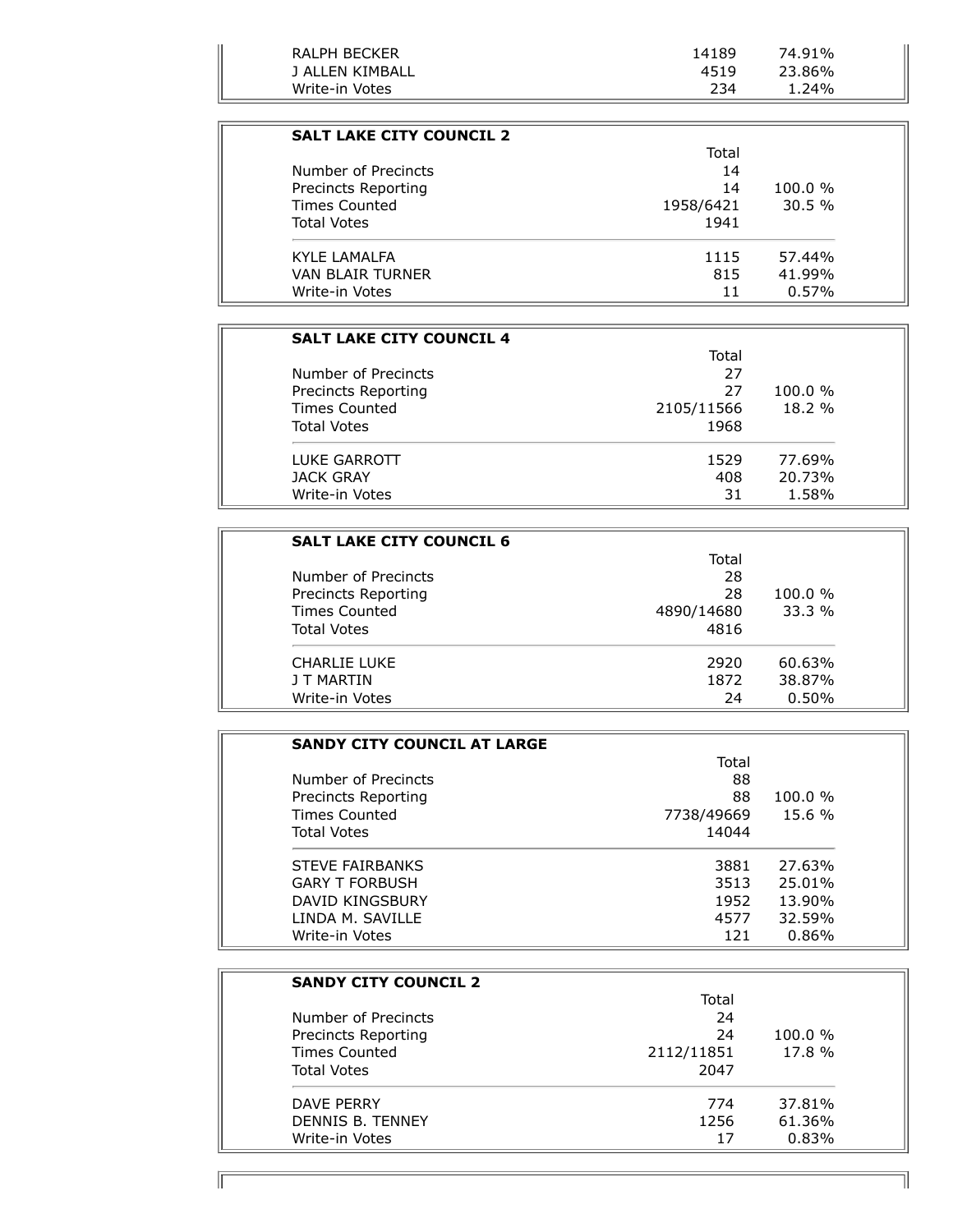| | | |
|---|---|---|
| RALPH BECKER | 14189 | 74.91% |
| J ALLEN KIMBALL | 4519 | 23.86% |
| Write-in Votes | 234 | 1.24% |

**SALT LAKE CITY COUNCIL 2**

| | Total | |
|---|---|---|
| Number of Precincts | 14 | |
| Precincts Reporting | 14 | 100.0 % |
| Times Counted | 1958/6421 | 30.5 % |
| Total Votes | 1941 | |
| KYLE LAMALFA | 1115 | 57.44% |
| VAN BLAIR TURNER | 815 | 41.99% |
| Write-in Votes | 11 | 0.57% |

**SALT LAKE CITY COUNCIL 4**

| | Total | |
|---|---|---|
| Number of Precincts | 27 | |
| Precincts Reporting | 27 | 100.0 % |
| Times Counted | 2105/11566 | 18.2 % |
| Total Votes | 1968 | |
| LUKE GARROTT | 1529 | 77.69% |
| JACK GRAY | 408 | 20.73% |
| Write-in Votes | 31 | 1.58% |

**SALT LAKE CITY COUNCIL 6**

| | Total | |
|---|---|---|
| Number of Precincts | 28 | |
| Precincts Reporting | 28 | 100.0 % |
| Times Counted | 4890/14680 | 33.3 % |
| Total Votes | 4816 | |
| CHARLIE LUKE | 2920 | 60.63% |
| J T MARTIN | 1872 | 38.87% |
| Write-in Votes | 24 | 0.50% |

**SANDY CITY COUNCIL AT LARGE**

| | Total | |
|---|---|---|
| Number of Precincts | 88 | |
| Precincts Reporting | 88 | 100.0 % |
| Times Counted | 7738/49669 | 15.6 % |
| Total Votes | 14044 | |
| STEVE FAIRBANKS | 3881 | 27.63% |
| GARY T FORBUSH | 3513 | 25.01% |
| DAVID KINGSBURY | 1952 | 13.90% |
| LINDA M. SAVILLE | 4577 | 32.59% |
| Write-in Votes | 121 | 0.86% |

**SANDY CITY COUNCIL 2**

| | Total | |
|---|---|---|
| Number of Precincts | 24 | |
| Precincts Reporting | 24 | 100.0 % |
| Times Counted | 2112/11851 | 17.8 % |
| Total Votes | 2047 | |
| DAVE PERRY | 774 | 37.81% |
| DENNIS B. TENNEY | 1256 | 61.36% |
| Write-in Votes | 17 | 0.83% |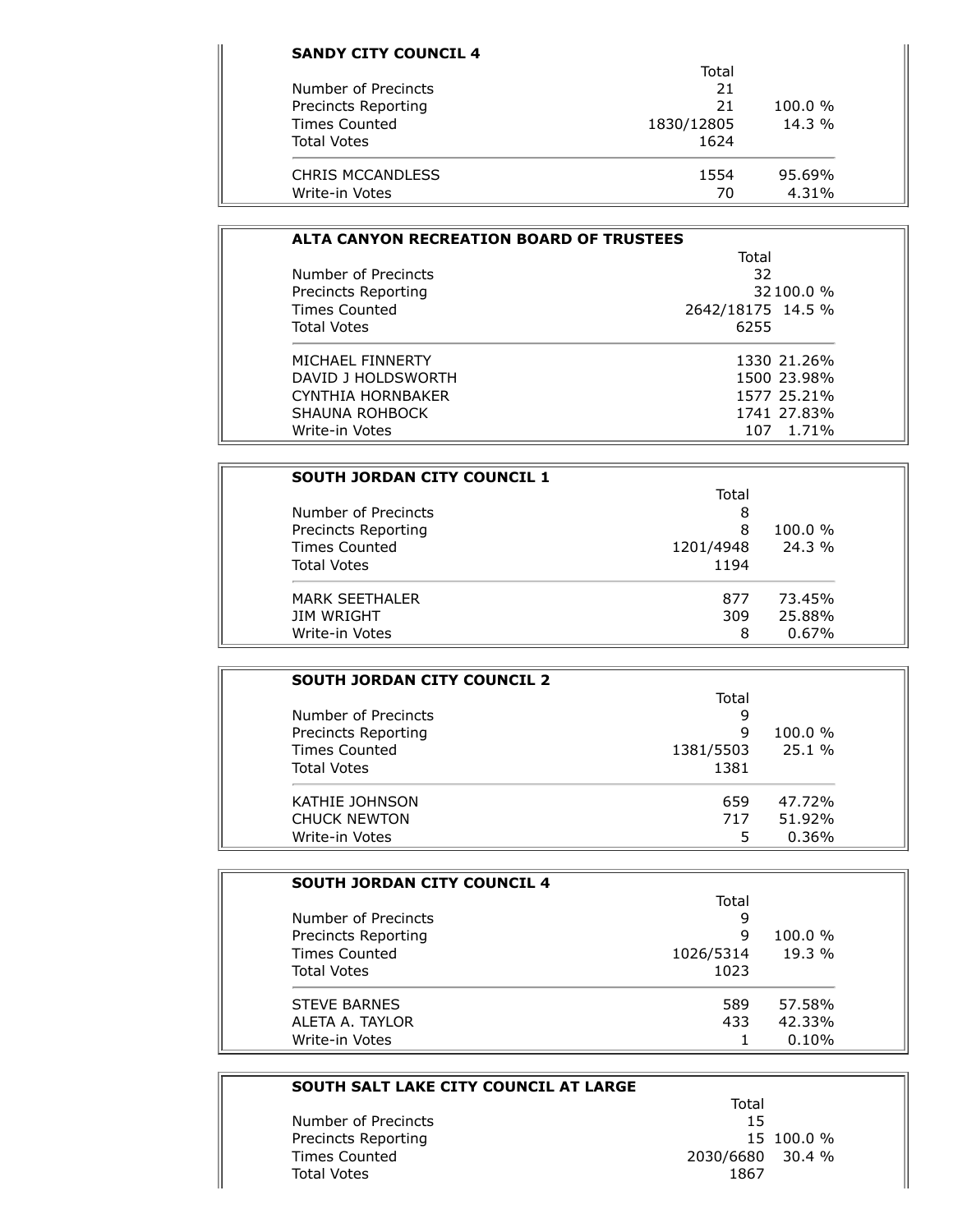### SANDY CITY COUNCIL 4

| | Total | |
|---|---|---|
| Number of Precincts | 21 | |
| Precincts Reporting | 21 | 100.0 % |
| Times Counted | 1830/12805 | 14.3 % |
| Total Votes | 1624 | |
| CHRIS MCCANDLESS | 1554 | 95.69% |
| Write-in Votes | 70 | 4.31% |

### ALTA CANYON RECREATION BOARD OF TRUSTEES

| | Total | |
|---|---|---|
| Number of Precincts | 32 | |
| Precincts Reporting | 32 | 100.0 % |
| Times Counted | 2642/18175 | 14.5 % |
| Total Votes | 6255 | |
| MICHAEL FINNERTY | 1330 | 21.26% |
| DAVID J HOLDSWORTH | 1500 | 23.98% |
| CYNTHIA HORNBAKER | 1577 | 25.21% |
| SHAUNA ROHBOCK | 1741 | 27.83% |
| Write-in Votes | 107 | 1.71% |

### SOUTH JORDAN CITY COUNCIL 1

| | Total | |
|---|---|---|
| Number of Precincts | 8 | |
| Precincts Reporting | 8 | 100.0 % |
| Times Counted | 1201/4948 | 24.3 % |
| Total Votes | 1194 | |
| MARK SEETHALER | 877 | 73.45% |
| JIM WRIGHT | 309 | 25.88% |
| Write-in Votes | 8 | 0.67% |

### SOUTH JORDAN CITY COUNCIL 2

| | Total | |
|---|---|---|
| Number of Precincts | 9 | |
| Precincts Reporting | 9 | 100.0 % |
| Times Counted | 1381/5503 | 25.1 % |
| Total Votes | 1381 | |
| KATHIE JOHNSON | 659 | 47.72% |
| CHUCK NEWTON | 717 | 51.92% |
| Write-in Votes | 5 | 0.36% |

### SOUTH JORDAN CITY COUNCIL 4

| | Total | |
|---|---|---|
| Number of Precincts | 9 | |
| Precincts Reporting | 9 | 100.0 % |
| Times Counted | 1026/5314 | 19.3 % |
| Total Votes | 1023 | |
| STEVE BARNES | 589 | 57.58% |
| ALETA A. TAYLOR | 433 | 42.33% |
| Write-in Votes | 1 | 0.10% |

### SOUTH SALT LAKE CITY COUNCIL AT LARGE

| | Total | |
|---|---|---|
| Number of Precincts | 15 | |
| Precincts Reporting | 15 | 100.0 % |
| Times Counted | 2030/6680 | 30.4 % |
| Total Votes | 1867 | |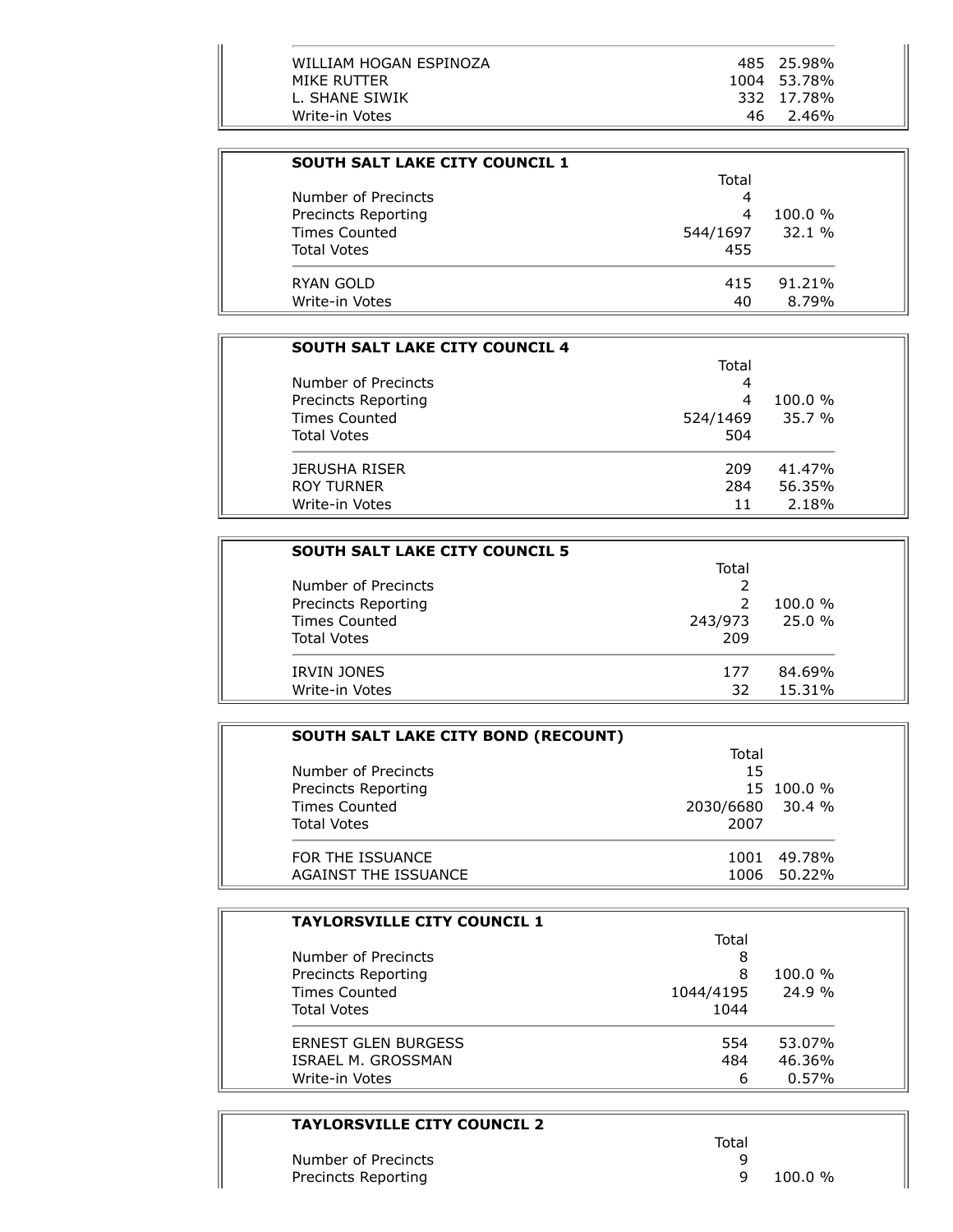| | | |
|---|---|---|
| WILLIAM HOGAN ESPINOZA | 485 | 25.98% |
| MIKE RUTTER | 1004 | 53.78% |
| L. SHANE SIWIK | 332 | 17.78% |
| Write-in Votes | 46 | 2.46% |

**SOUTH SALT LAKE CITY COUNCIL 1**

| | Total | |
|---|---|---|
| Number of Precincts | 4 | |
| Precincts Reporting | 4 | 100.0 % |
| Times Counted | 544/1697 | 32.1 % |
| Total Votes | 455 | |
| RYAN GOLD | 415 | 91.21% |
| Write-in Votes | 40 | 8.79% |

**SOUTH SALT LAKE CITY COUNCIL 4**

| | Total | |
|---|---|---|
| Number of Precincts | 4 | |
| Precincts Reporting | 4 | 100.0 % |
| Times Counted | 524/1469 | 35.7 % |
| Total Votes | 504 | |
| JERUSHA RISER | 209 | 41.47% |
| ROY TURNER | 284 | 56.35% |
| Write-in Votes | 11 | 2.18% |

**SOUTH SALT LAKE CITY COUNCIL 5**

| | Total | |
|---|---|---|
| Number of Precincts | 2 | |
| Precincts Reporting | 2 | 100.0 % |
| Times Counted | 243/973 | 25.0 % |
| Total Votes | 209 | |
| IRVIN JONES | 177 | 84.69% |
| Write-in Votes | 32 | 15.31% |

**SOUTH SALT LAKE CITY BOND (RECOUNT)**

| | Total | |
|---|---|---|
| Number of Precincts | 15 | |
| Precincts Reporting | 15 | 100.0 % |
| Times Counted | 2030/6680 | 30.4 % |
| Total Votes | 2007 | |
| FOR THE ISSUANCE | 1001 | 49.78% |
| AGAINST THE ISSUANCE | 1006 | 50.22% |

**TAYLORSVILLE CITY COUNCIL 1**

| | Total | |
|---|---|---|
| Number of Precincts | 8 | |
| Precincts Reporting | 8 | 100.0 % |
| Times Counted | 1044/4195 | 24.9 % |
| Total Votes | 1044 | |
| ERNEST GLEN BURGESS | 554 | 53.07% |
| ISRAEL M. GROSSMAN | 484 | 46.36% |
| Write-in Votes | 6 | 0.57% |

**TAYLORSVILLE CITY COUNCIL 2**

| | Total | |
|---|---|---|
| Number of Precincts | 9 | |
| Precincts Reporting | 9 | 100.0 % |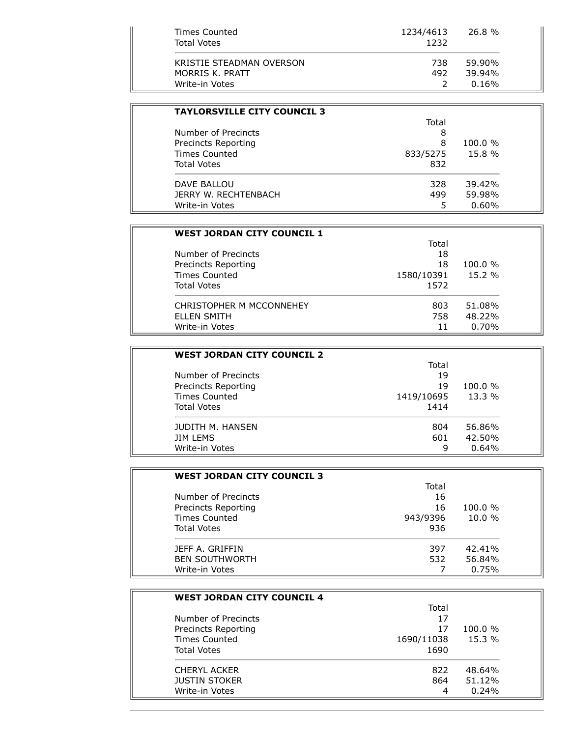| | | |
|---|---|---|
| Times Counted | 1234/4613 | 26.8 % |
| Total Votes | 1232 | |
| KRISTIE STEADMAN OVERSON | 738 | 59.90% |
| MORRIS K. PRATT | 492 | 39.94% |
| Write-in Votes | 2 | 0.16% |

### TAYLORSVILLE CITY COUNCIL 3

| | Total | |
|---|---|---|
| Number of Precincts | 8 | |
| Precincts Reporting | 8 | 100.0 % |
| Times Counted | 833/5275 | 15.8 % |
| Total Votes | 832 | |
| DAVE BALLOU | 328 | 39.42% |
| JERRY W. RECHTENBACH | 499 | 59.98% |
| Write-in Votes | 5 | 0.60% |

### WEST JORDAN CITY COUNCIL 1

| | Total | |
|---|---|---|
| Number of Precincts | 18 | |
| Precincts Reporting | 18 | 100.0 % |
| Times Counted | 1580/10391 | 15.2 % |
| Total Votes | 1572 | |
| CHRISTOPHER M MCCONNEHEY | 803 | 51.08% |
| ELLEN SMITH | 758 | 48.22% |
| Write-in Votes | 11 | 0.70% |

### WEST JORDAN CITY COUNCIL 2

| | Total | |
|---|---|---|
| Number of Precincts | 19 | |
| Precincts Reporting | 19 | 100.0 % |
| Times Counted | 1419/10695 | 13.3 % |
| Total Votes | 1414 | |
| JUDITH M. HANSEN | 804 | 56.86% |
| JIM LEMS | 601 | 42.50% |
| Write-in Votes | 9 | 0.64% |

### WEST JORDAN CITY COUNCIL 3

| | Total | |
|---|---|---|
| Number of Precincts | 16 | |
| Precincts Reporting | 16 | 100.0 % |
| Times Counted | 943/9396 | 10.0 % |
| Total Votes | 936 | |
| JEFF A. GRIFFIN | 397 | 42.41% |
| BEN SOUTHWORTH | 532 | 56.84% |
| Write-in Votes | 7 | 0.75% |

### WEST JORDAN CITY COUNCIL 4

| | Total | |
|---|---|---|
| Number of Precincts | 17 | |
| Precincts Reporting | 17 | 100.0 % |
| Times Counted | 1690/11038 | 15.3 % |
| Total Votes | 1690 | |
| CHERYL ACKER | 822 | 48.64% |
| JUSTIN STOKER | 864 | 51.12% |
| Write-in Votes | 4 | 0.24% |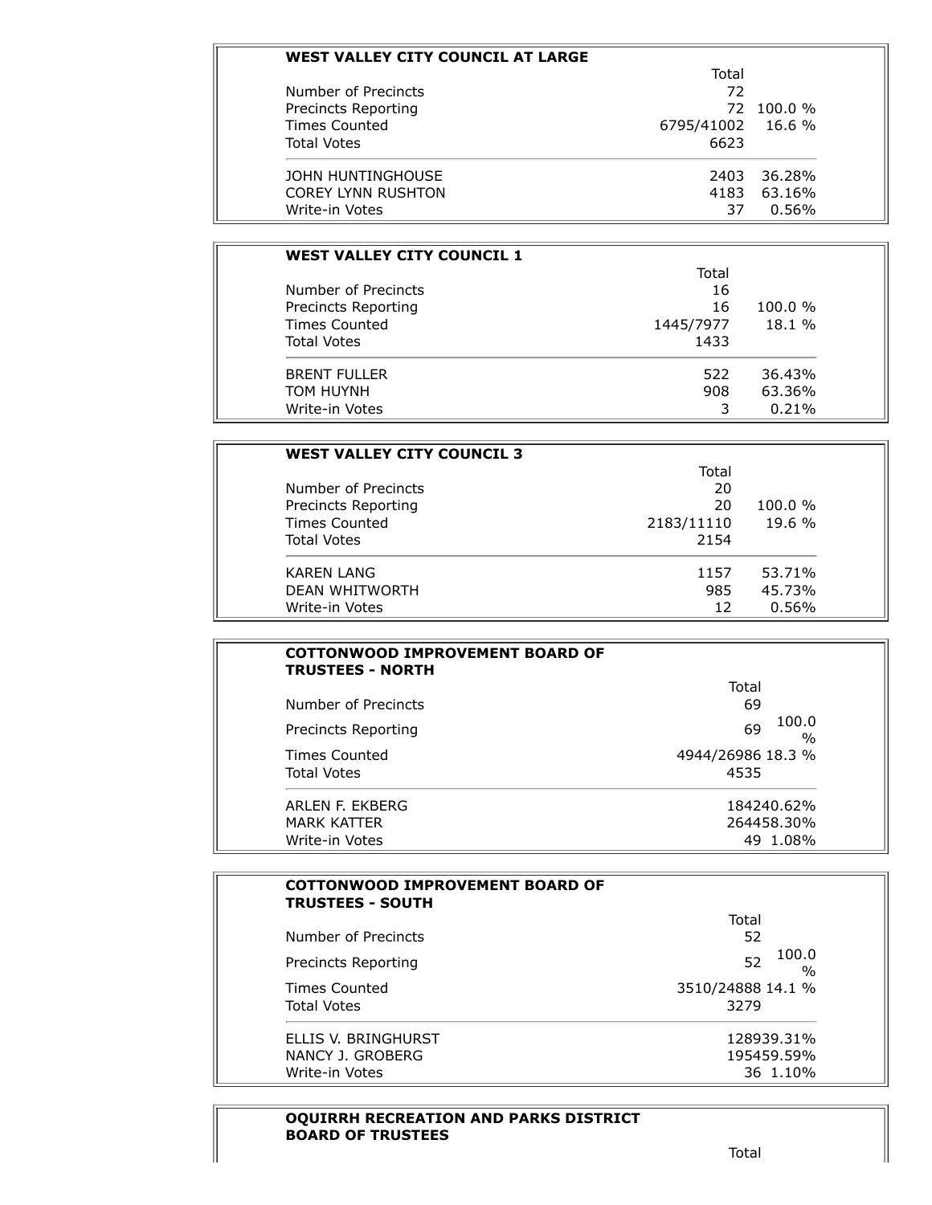## WEST VALLEY CITY COUNCIL AT LARGE

| | Total | |
|---|---|---|
| Number of Precincts | 72 | |
| Precincts Reporting | 72 | 100.0 % |
| Times Counted | 6795/41002 | 16.6 % |
| Total Votes | 6623 | |
| JOHN HUNTINGHOUSE | 2403 | 36.28% |
| COREY LYNN RUSHTON | 4183 | 63.16% |
| Write-in Votes | 37 | 0.56% |

## WEST VALLEY CITY COUNCIL 1

| | Total | |
|---|---|---|
| Number of Precincts | 16 | |
| Precincts Reporting | 16 | 100.0 % |
| Times Counted | 1445/7977 | 18.1 % |
| Total Votes | 1433 | |
| BRENT FULLER | 522 | 36.43% |
| TOM HUYNH | 908 | 63.36% |
| Write-in Votes | 3 | 0.21% |

## WEST VALLEY CITY COUNCIL 3

| | Total | |
|---|---|---|
| Number of Precincts | 20 | |
| Precincts Reporting | 20 | 100.0 % |
| Times Counted | 2183/11110 | 19.6 % |
| Total Votes | 2154 | |
| KAREN LANG | 1157 | 53.71% |
| DEAN WHITWORTH | 985 | 45.73% |
| Write-in Votes | 12 | 0.56% |

## COTTONWOOD IMPROVEMENT BOARD OF TRUSTEES - NORTH

| | Total | |
|---|---|---|
| Number of Precincts | 69 | |
| Precincts Reporting | 69 | 100.0 % |
| Times Counted | 4944/26986 | 18.3 % |
| Total Votes | 4535 | |
| ARLEN F. EKBERG | 1842 | 40.62% |
| MARK KATTER | 2644 | 58.30% |
| Write-in Votes | 49 | 1.08% |

## COTTONWOOD IMPROVEMENT BOARD OF TRUSTEES - SOUTH

| | Total | |
|---|---|---|
| Number of Precincts | 52 | |
| Precincts Reporting | 52 | 100.0 % |
| Times Counted | 3510/24888 | 14.1 % |
| Total Votes | 3279 | |
| ELLIS V. BRINGHURST | 1289 | 39.31% |
| NANCY J. GROBERG | 1954 | 59.59% |
| Write-in Votes | 36 | 1.10% |

## OQUIRRH RECREATION AND PARKS DISTRICT BOARD OF TRUSTEES

| | Total |
|---|---|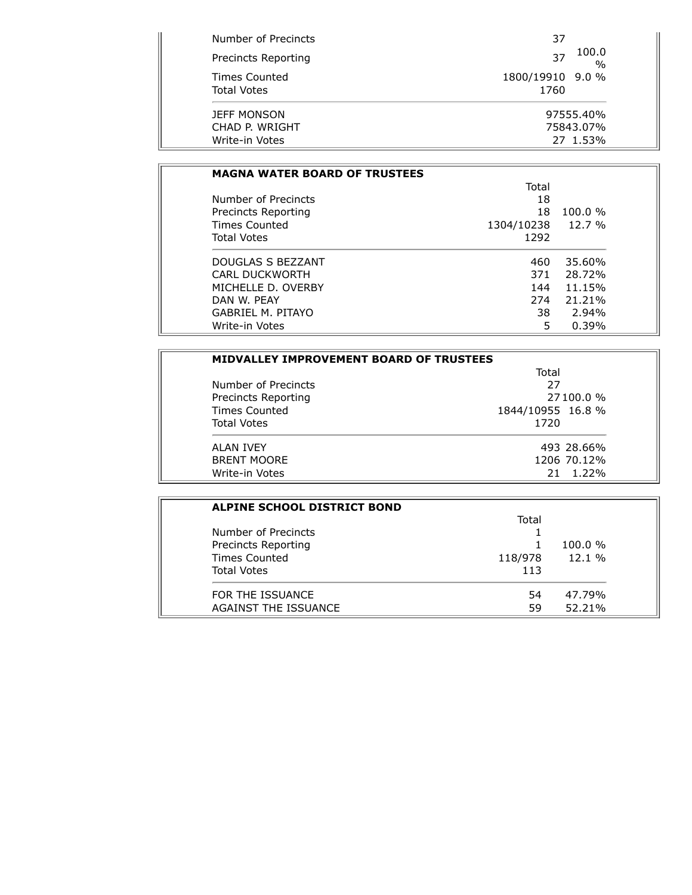| | | |
|---|---|---|
| Number of Precincts | 37 | |
| Precincts Reporting | 37 | 100.0 % |
| Times Counted | 1800/19910 | 9.0 % |
| Total Votes | 1760 | |
| JEFF MONSON | 975 | 55.40% |
| CHAD P. WRIGHT | 758 | 43.07% |
| Write-in Votes | 27 | 1.53% |

**MAGNA WATER BOARD OF TRUSTEES**

| | Total | |
|---|---|---|
| Number of Precincts | 18 | |
| Precincts Reporting | 18 | 100.0 % |
| Times Counted | 1304/10238 | 12.7 % |
| Total Votes | 1292 | |
| DOUGLAS S BEZZANT | 460 | 35.60% |
| CARL DUCKWORTH | 371 | 28.72% |
| MICHELLE D. OVERBY | 144 | 11.15% |
| DAN W. PEAY | 274 | 21.21% |
| GABRIEL M. PITAYO | 38 | 2.94% |
| Write-in Votes | 5 | 0.39% |

**MIDVALLEY IMPROVEMENT BOARD OF TRUSTEES**

| | Total | |
|---|---|---|
| Number of Precincts | 27 | |
| Precincts Reporting | 27 | 100.0 % |
| Times Counted | 1844/10955 | 16.8 % |
| Total Votes | 1720 | |
| ALAN IVEY | 493 | 28.66% |
| BRENT MOORE | 1206 | 70.12% |
| Write-in Votes | 21 | 1.22% |

**ALPINE SCHOOL DISTRICT BOND**

| | Total | |
|---|---|---|
| Number of Precincts | 1 | |
| Precincts Reporting | 1 | 100.0 % |
| Times Counted | 118/978 | 12.1 % |
| Total Votes | 113 | |
| FOR THE ISSUANCE | 54 | 47.79% |
| AGAINST THE ISSUANCE | 59 | 52.21% |